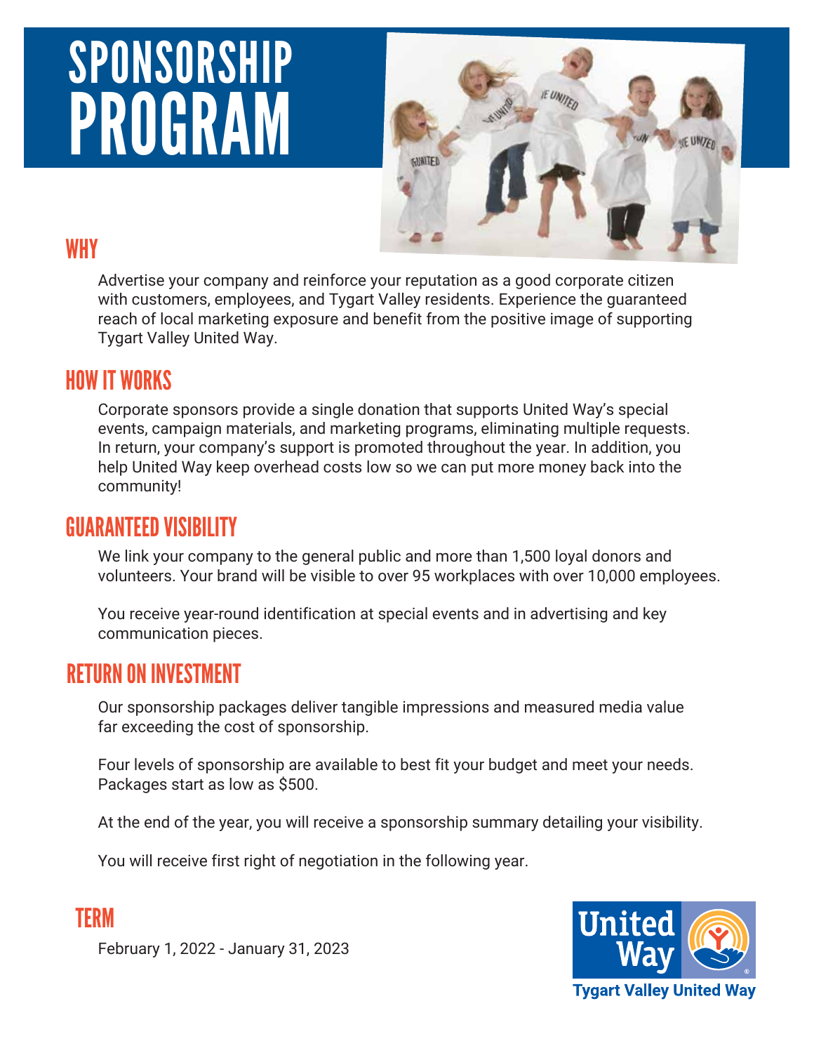# SPONSORSHIP PROGRAM

## WHY

Advertise your company and reinforce your reputation as a good corporate citizen with customers, employees, and Tygart Valley residents. Experience the guaranteed reach of local marketing exposure and benefit from the positive image of supporting Tygart Valley United Way.

## HOW IT WORKS

Corporate sponsors provide a single donation that supports United Way's special events, campaign materials, and marketing programs, eliminating multiple requests. In return, your company's support is promoted throughout the year. In addition, you help United Way keep overhead costs low so we can put more money back into the community!

## GUARANTEED VISIBILITY

We link your company to the general public and more than 1,500 loyal donors and volunteers. Your brand will be visible to over 95 workplaces with over 10,000 employees.

You receive year-round identification at special events and in advertising and key communication pieces.

## RETURN ON INVESTMENT

Our sponsorship packages deliver tangible impressions and measured media value far exceeding the cost of sponsorship.

Four levels of sponsorship are available to best fit your budget and meet your needs. Packages start as low as $500.

At the end of the year, you will receive a sponsorship summary detailing your visibility.

You will receive first right of negotiation in the following year.

## TERM

February 1, 2022 - January 31, 2023

United Way
Tygart Valley United Way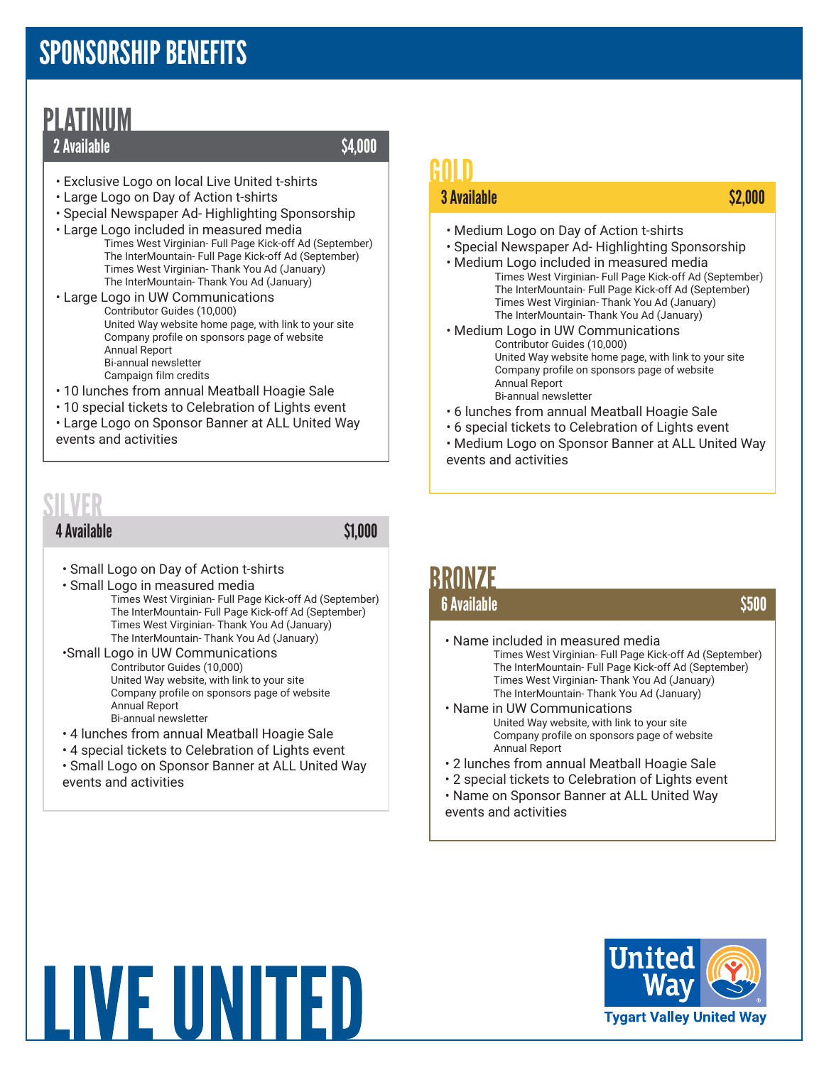# SPONSORSHIP BENEFITS

## PLATINUM

**2 Available** — **$4,000**

- Exclusive Logo on local Live United t-shirts
- Large Logo on Day of Action t-shirts
- Special Newspaper Ad- Highlighting Sponsorship
- Large Logo included in measured media
  - Times West Virginian- Full Page Kick-off Ad (September)
  - The InterMountain- Full Page Kick-off Ad (September)
  - Times West Virginian- Thank You Ad (January)
  - The InterMountain- Thank You Ad (January)
- Large Logo in UW Communications
  - Contributor Guides (10,000)
  - United Way website home page, with link to your site
  - Company profile on sponsors page of website
  - Annual Report
  - Bi-annual newsletter
  - Campaign film credits
- 10 lunches from annual Meatball Hoagie Sale
- 10 special tickets to Celebration of Lights event
- Large Logo on Sponsor Banner at ALL United Way events and activities

## GOLD

**3 Available** — **$2,000**

- Medium Logo on Day of Action t-shirts
- Special Newspaper Ad- Highlighting Sponsorship
- Medium Logo included in measured media
  - Times West Virginian- Full Page Kick-off Ad (September)
  - The InterMountain- Full Page Kick-off Ad (September)
  - Times West Virginian- Thank You Ad (January)
  - The InterMountain- Thank You Ad (January)
- Medium Logo in UW Communications
  - Contributor Guides (10,000)
  - United Way website home page, with link to your site
  - Company profile on sponsors page of website
  - Annual Report
  - Bi-annual newsletter
- 6 lunches from annual Meatball Hoagie Sale
- 6 special tickets to Celebration of Lights event
- Medium Logo on Sponsor Banner at ALL United Way events and activities

## SILVER

**4 Available** — **$1,000**

- Small Logo on Day of Action t-shirts
- Small Logo in measured media
  - Times West Virginian- Full Page Kick-off Ad (September)
  - The InterMountain- Full Page Kick-off Ad (September)
  - Times West Virginian- Thank You Ad (January)
  - The InterMountain- Thank You Ad (January)
- Small Logo in UW Communications
  - Contributor Guides (10,000)
  - United Way website, with link to your site
  - Company profile on sponsors page of website
  - Annual Report
  - Bi-annual newsletter
- 4 lunches from annual Meatball Hoagie Sale
- 4 special tickets to Celebration of Lights event
- Small Logo on Sponsor Banner at ALL United Way events and activities

## BRONZE

**6 Available** — **$500**

- Name included in measured media
  - Times West Virginian- Full Page Kick-off Ad (September)
  - The InterMountain- Full Page Kick-off Ad (September)
  - Times West Virginian- Thank You Ad (January)
  - The InterMountain- Thank You Ad (January)
- Name in UW Communications
  - United Way website, with link to your site
  - Company profile on sponsors page of website
  - Annual Report
- 2 lunches from annual Meatball Hoagie Sale
- 2 special tickets to Celebration of Lights event
- Name on Sponsor Banner at ALL United Way events and activities

# LIVE UNITED

United Way

Tygart Valley United Way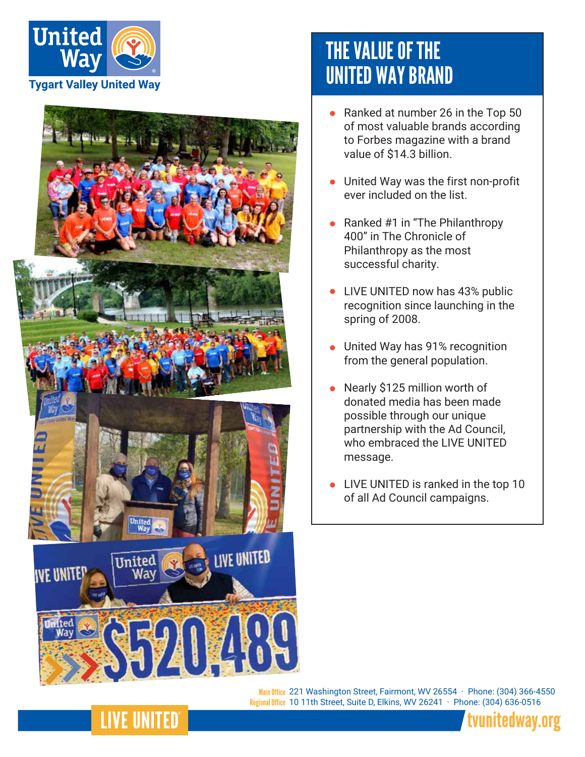United Way

Tygart Valley United Way

# THE VALUE OF THE UNITED WAY BRAND

- Ranked at number 26 in the Top 50 of most valuable brands according to Forbes magazine with a brand value of $14.3 billion.
- United Way was the first non-profit ever included on the list.
- Ranked #1 in "The Philanthropy 400" in The Chronicle of Philanthropy as the most successful charity.
- LIVE UNITED now has 43% public recognition since launching in the spring of 2008.
- United Way has 91% recognition from the general population.
- Nearly $125 million worth of donated media has been made possible through our unique partnership with the Ad Council, who embraced the LIVE UNITED message.
- LIVE UNITED is ranked in the top 10 of all Ad Council campaigns.

**Main Office** 221 Washington Street, Fairmont, WV 26554 · Phone: (304) 366-4550
**Regional Office** 10 11th Street, Suite D, Elkins, WV 26241 · Phone: (304) 636-0516

LIVE UNITED®

tvunitedway.org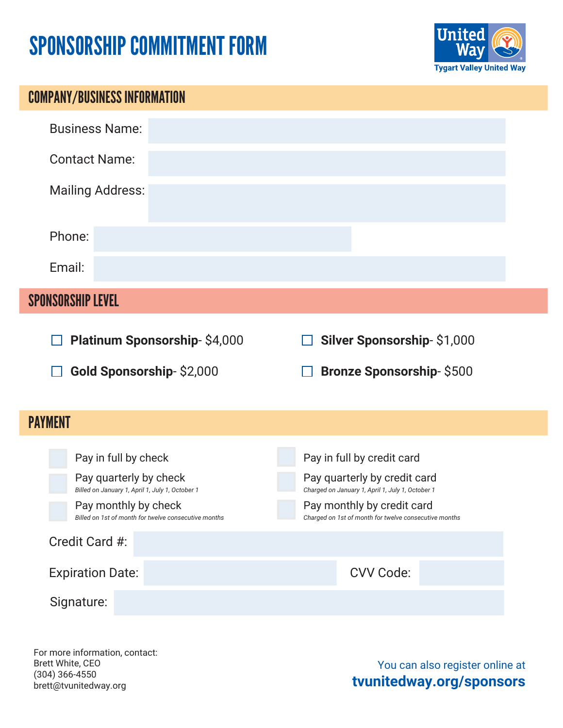# SPONSORSHIP COMMITMENT FORM

United Way
Tygart Valley United Way

## COMPANY/BUSINESS INFORMATION

Business Name:

Contact Name:

Mailing Address:

Phone:

Email:

## SPONSORSHIP LEVEL

- ☐ **Platinum Sponsorship**- $4,000
- ☐ **Gold Sponsorship**- $2,000
- ☐ **Silver Sponsorship**- $1,000
- ☐ **Bronze Sponsorship**- $500

## PAYMENT

- ☐ Pay in full by check
- ☐ Pay quarterly by check
  *Billed on January 1, April 1, July 1, October 1*
- ☐ Pay monthly by check
  *Billed on 1st of month for twelve consecutive months*
- ☐ Pay in full by credit card
- ☐ Pay quarterly by credit card
  *Charged on January 1, April 1, July 1, October 1*
- ☐ Pay monthly by credit card
  *Charged on 1st of month for twelve consecutive months*

Credit Card #:

Expiration Date:

CVV Code:

Signature:

For more information, contact:
Brett White, CEO
(304) 366-4550
brett@tvunitedway.org

You can also register online at
**tvunitedway.org/sponsors**